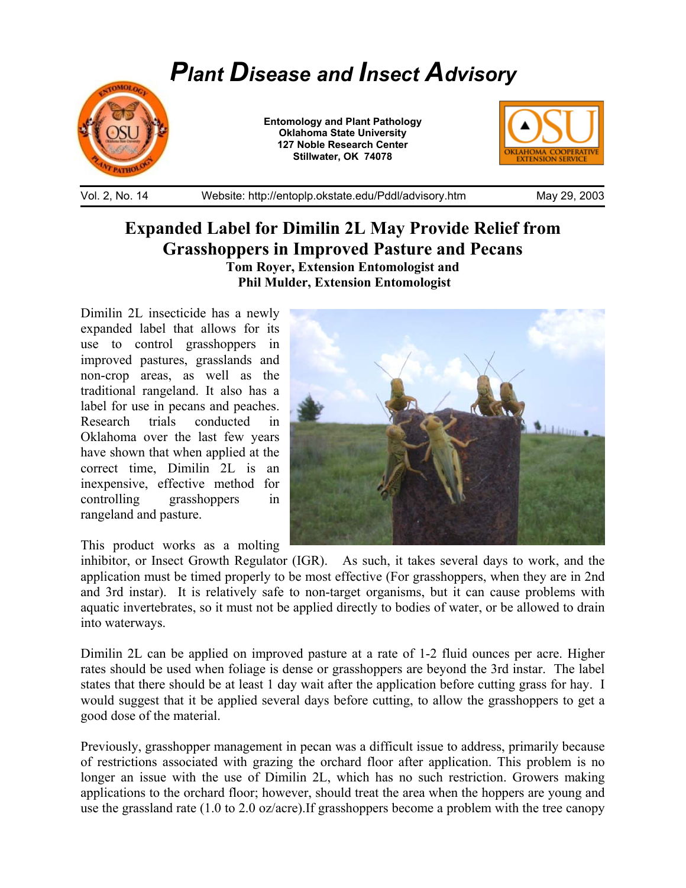# *Plant Disease and Insect Advisory*

**Entomology and Plant Pathology**
**Oklahoma State University**
**127 Noble Research Center**
**Stillwater, OK 74078**

Vol. 2, No. 14 Website: http://entoplp.okstate.edu/Pddl/advisory.htm May 29, 2003

## Expanded Label for Dimilin 2L May Provide Relief from Grasshoppers in Improved Pasture and Pecans

**Tom Royer, Extension Entomologist and**
**Phil Mulder, Extension Entomologist**

Dimilin 2L insecticide has a newly expanded label that allows for its use to control grasshoppers in improved pastures, grasslands and non-crop areas, as well as the traditional rangeland. It also has a label for use in pecans and peaches. Research trials conducted in Oklahoma over the last few years have shown that when applied at the correct time, Dimilin 2L is an inexpensive, effective method for controlling grasshoppers in rangeland and pasture.

This product works as a molting inhibitor, or Insect Growth Regulator (IGR). As such, it takes several days to work, and the application must be timed properly to be most effective (For grasshoppers, when they are in 2nd and 3rd instar). It is relatively safe to non-target organisms, but it can cause problems with aquatic invertebrates, so it must not be applied directly to bodies of water, or be allowed to drain into waterways.

Dimilin 2L can be applied on improved pasture at a rate of 1-2 fluid ounces per acre. Higher rates should be used when foliage is dense or grasshoppers are beyond the 3rd instar. The label states that there should be at least 1 day wait after the application before cutting grass for hay. I would suggest that it be applied several days before cutting, to allow the grasshoppers to get a good dose of the material.

Previously, grasshopper management in pecan was a difficult issue to address, primarily because of restrictions associated with grazing the orchard floor after application. This problem is no longer an issue with the use of Dimilin 2L, which has no such restriction. Growers making applications to the orchard floor; however, should treat the area when the hoppers are young and use the grassland rate (1.0 to 2.0 oz/acre).If grasshoppers become a problem with the tree canopy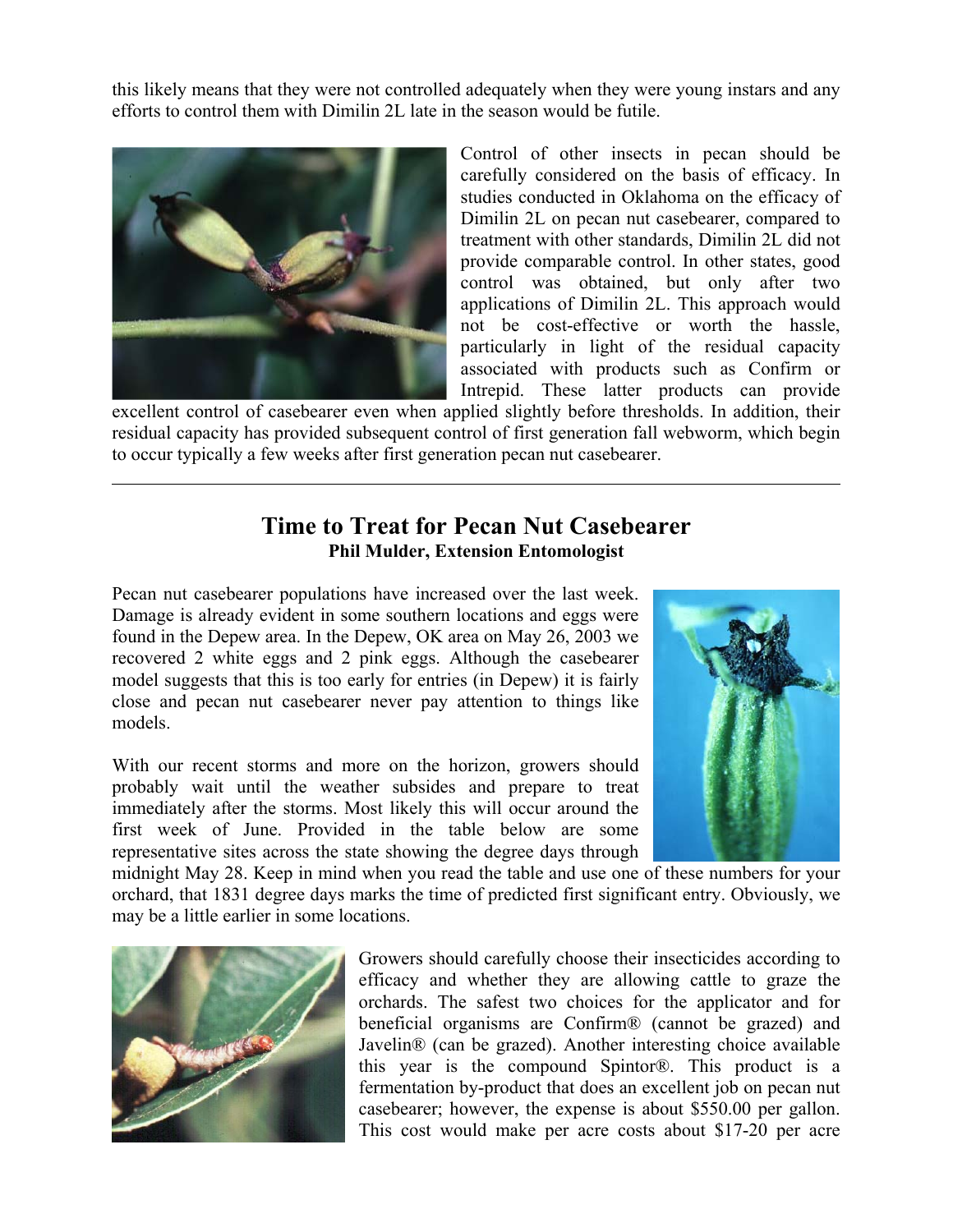this likely means that they were not controlled adequately when they were young instars and any efforts to control them with Dimilin 2L late in the season would be futile.

Control of other insects in pecan should be carefully considered on the basis of efficacy. In studies conducted in Oklahoma on the efficacy of Dimilin 2L on pecan nut casebearer, compared to treatment with other standards, Dimilin 2L did not provide comparable control. In other states, good control was obtained, but only after two applications of Dimilin 2L. This approach would not be cost-effective or worth the hassle, particularly in light of the residual capacity associated with products such as Confirm or Intrepid. These latter products can provide excellent control of casebearer even when applied slightly before thresholds. In addition, their residual capacity has provided subsequent control of first generation fall webworm, which begin to occur typically a few weeks after first generation pecan nut casebearer.

---

## Time to Treat for Pecan Nut Casebearer

**Phil Mulder, Extension Entomologist**

Pecan nut casebearer populations have increased over the last week. Damage is already evident in some southern locations and eggs were found in the Depew area. In the Depew, OK area on May 26, 2003 we recovered 2 white eggs and 2 pink eggs. Although the casebearer model suggests that this is too early for entries (in Depew) it is fairly close and pecan nut casebearer never pay attention to things like models.

With our recent storms and more on the horizon, growers should probably wait until the weather subsides and prepare to treat immediately after the storms. Most likely this will occur around the first week of June. Provided in the table below are some representative sites across the state showing the degree days through midnight May 28. Keep in mind when you read the table and use one of these numbers for your orchard, that 1831 degree days marks the time of predicted first significant entry. Obviously, we may be a little earlier in some locations.

Growers should carefully choose their insecticides according to efficacy and whether they are allowing cattle to graze the orchards. The safest two choices for the applicator and for beneficial organisms are Confirm® (cannot be grazed) and Javelin® (can be grazed). Another interesting choice available this year is the compound Spintor®. This product is a fermentation by-product that does an excellent job on pecan nut casebearer; however, the expense is about $550.00 per gallon. This cost would make per acre costs about $17-20 per acre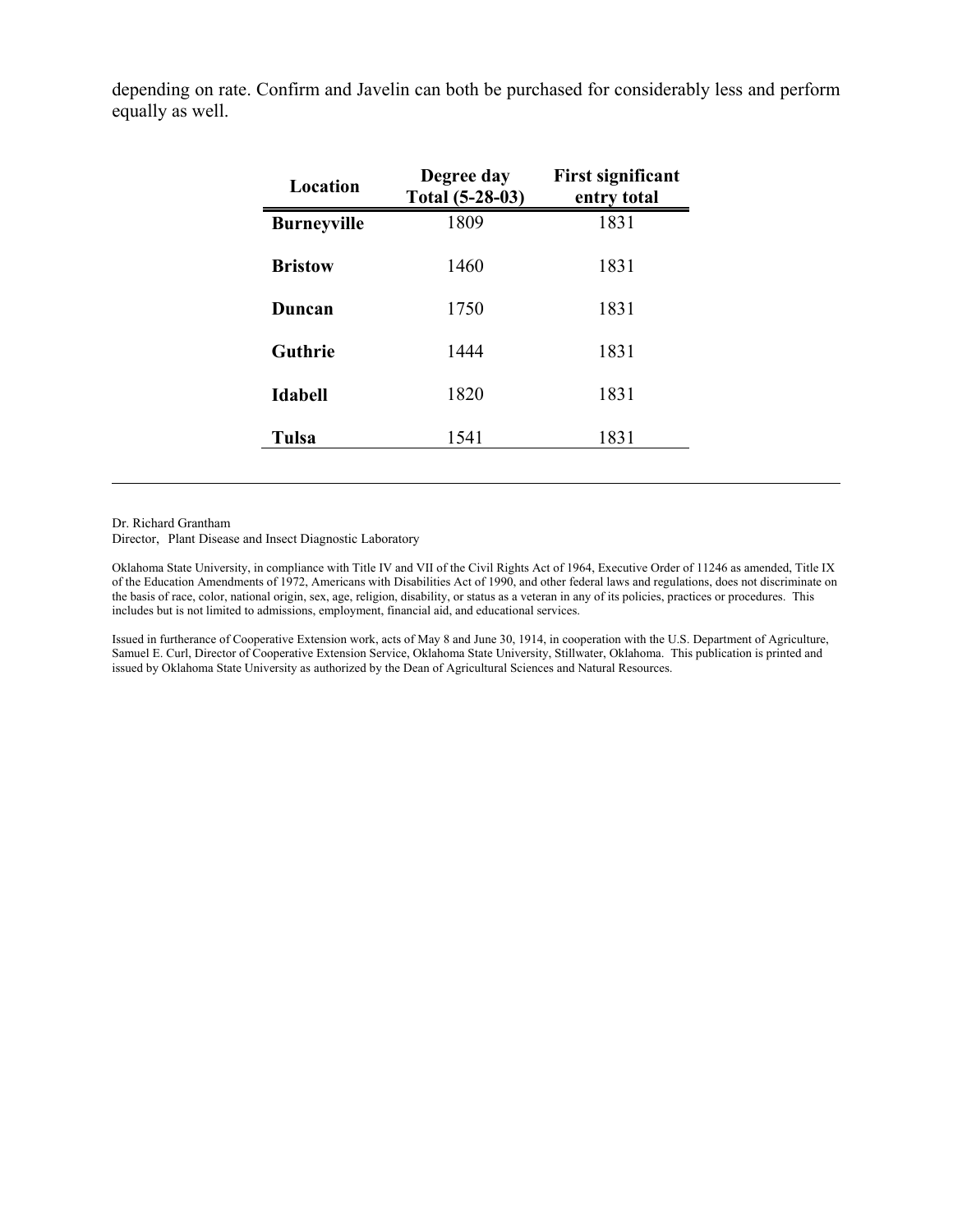depending on rate. Confirm and Javelin can both be purchased for considerably less and perform equally as well.

| Location | Degree day Total (5-28-03) | First significant entry total |
| --- | --- | --- |
| **Burneyville** | 1809 | 1831 |
| **Bristow** | 1460 | 1831 |
| **Duncan** | 1750 | 1831 |
| **Guthrie** | 1444 | 1831 |
| **Idabell** | 1820 | 1831 |
| **Tulsa** | 1541 | 1831 |

---

Dr. Richard Grantham
Director, Plant Disease and Insect Diagnostic Laboratory

Oklahoma State University, in compliance with Title IV and VII of the Civil Rights Act of 1964, Executive Order of 11246 as amended, Title IX of the Education Amendments of 1972, Americans with Disabilities Act of 1990, and other federal laws and regulations, does not discriminate on the basis of race, color, national origin, sex, age, religion, disability, or status as a veteran in any of its policies, practices or procedures. This includes but is not limited to admissions, employment, financial aid, and educational services.

Issued in furtherance of Cooperative Extension work, acts of May 8 and June 30, 1914, in cooperation with the U.S. Department of Agriculture, Samuel E. Curl, Director of Cooperative Extension Service, Oklahoma State University, Stillwater, Oklahoma. This publication is printed and issued by Oklahoma State University as authorized by the Dean of Agricultural Sciences and Natural Resources.